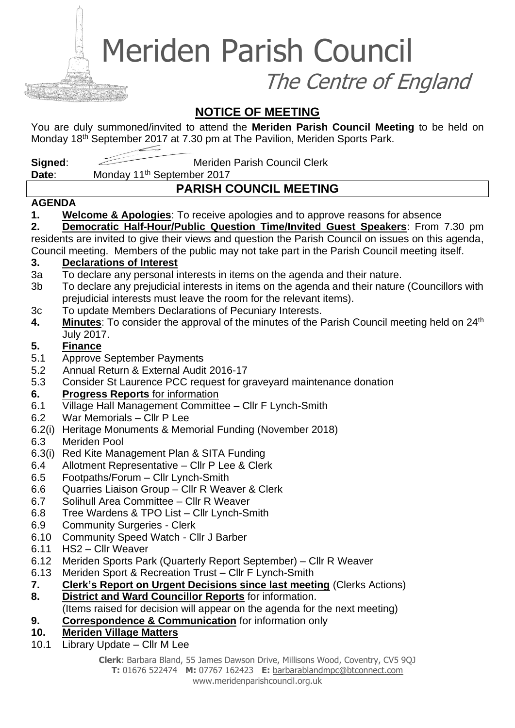# Meriden Parish Council

The Centre of England

## NOTICE OF MEETING

You are duly summoned/invited to attend the **Meriden Parish Council Meeting** to be held on Monday 18th September 2017 at 7.30 pm at The Pavilion, Meriden Sports Park.

**Signed**: Meriden Parish Council Clerk

**Date**: Monday 11th September 2017

## PARISH COUNCIL MEETING

**AGENDA**

**1. Welcome & Apologies**: To receive apologies and to approve reasons for absence

**2. Democratic Half-Hour/Public Question Time/Invited Guest Speakers**: From 7.30 pm residents are invited to give their views and question the Parish Council on issues on this agenda, Council meeting. Members of the public may not take part in the Parish Council meeting itself.

**3. Declarations of Interest**

3a To declare any personal interests in items on the agenda and their nature.

3b To declare any prejudicial interests in items on the agenda and their nature (Councillors with prejudicial interests must leave the room for the relevant items).

3c To update Members Declarations of Pecuniary Interests.

**4. Minutes**: To consider the approval of the minutes of the Parish Council meeting held on 24th July 2017.

**5. Finance**

5.1 Approve September Payments

5.2 Annual Return & External Audit 2016-17

5.3 Consider St Laurence PCC request for graveyard maintenance donation

**6. Progress Reports** for information

6.1 Village Hall Management Committee – Cllr F Lynch-Smith

6.2 War Memorials – Cllr P Lee

6.2(i) Heritage Monuments & Memorial Funding (November 2018)

6.3 Meriden Pool

6.3(i) Red Kite Management Plan & SITA Funding

6.4 Allotment Representative – Cllr P Lee & Clerk

6.5 Footpaths/Forum – Cllr Lynch-Smith

6.6 Quarries Liaison Group – Cllr R Weaver & Clerk

6.7 Solihull Area Committee – Cllr R Weaver

6.8 Tree Wardens & TPO List – Cllr Lynch-Smith

6.9 Community Surgeries - Clerk

6.10 Community Speed Watch - Cllr J Barber

6.11 HS2 – Cllr Weaver

6.12 Meriden Sports Park (Quarterly Report September) – Cllr R Weaver

6.13 Meriden Sport & Recreation Trust – Cllr F Lynch-Smith

**7. Clerk's Report on Urgent Decisions since last meeting** (Clerks Actions)

**8. District and Ward Councillor Reports** for information.
(Items raised for decision will appear on the agenda for the next meeting)

**9. Correspondence & Communication** for information only

**10. Meriden Village Matters**

10.1 Library Update – Cllr M Lee

**Clerk**: Barbara Bland, 55 James Dawson Drive, Millisons Wood, Coventry, CV5 9QJ
**T:** 01676 522474 **M:** 07767 162423 **E:** barbarablandmpc@btconnect.com
www.meridenparishcouncil.org.uk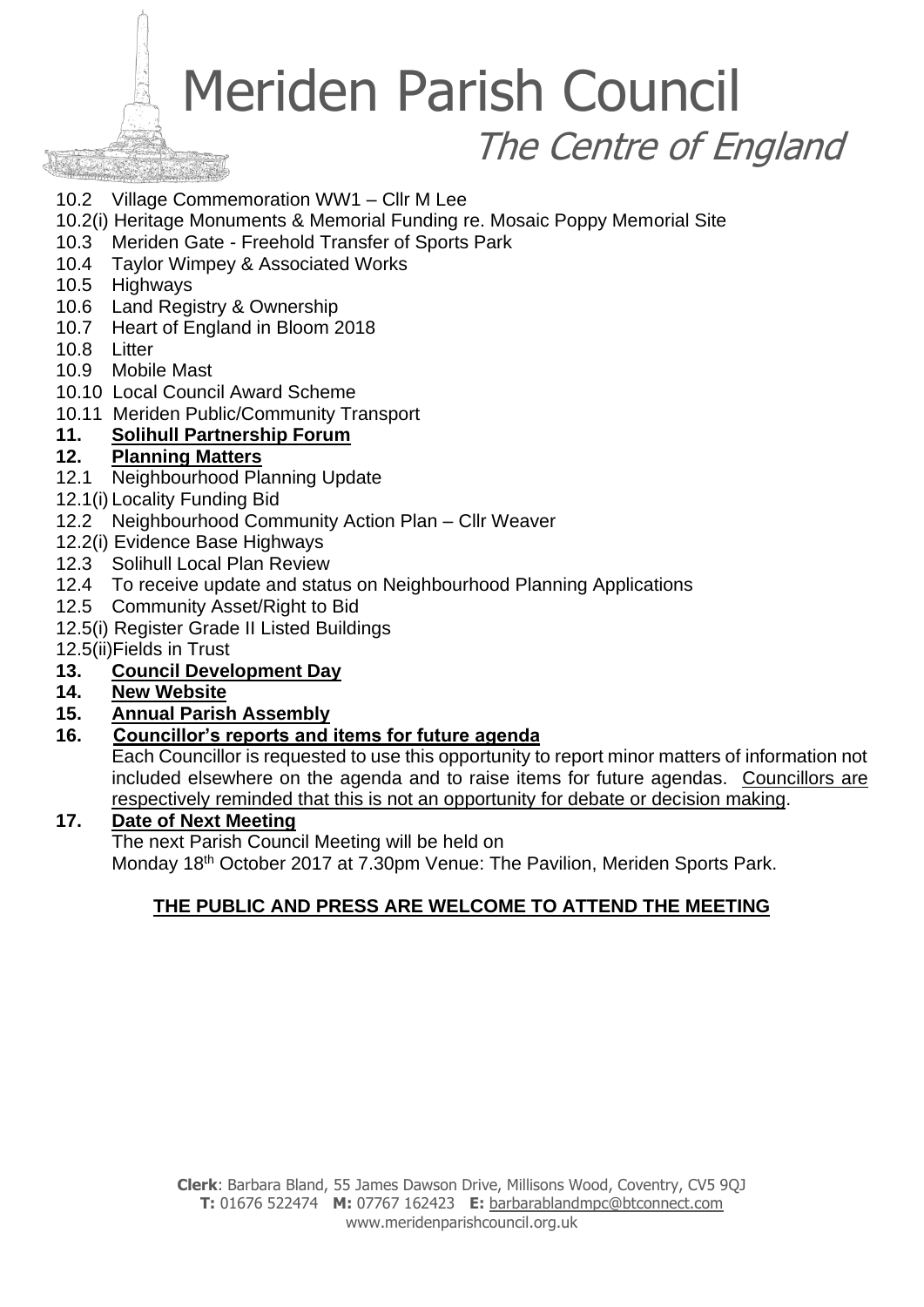10.2 Village Commemoration WW1 – Cllr M Lee
10.2(i) Heritage Monuments & Memorial Funding re. Mosaic Poppy Memorial Site
10.3 Meriden Gate - Freehold Transfer of Sports Park
10.4 Taylor Wimpey & Associated Works
10.5 Highways
10.6 Land Registry & Ownership
10.7 Heart of England in Bloom 2018
10.8 Litter
10.9 Mobile Mast
10.10 Local Council Award Scheme
10.11 Meriden Public/Community Transport

**11. Solihull Partnership Forum**

**12. Planning Matters**

12.1 Neighbourhood Planning Update
12.1(i) Locality Funding Bid
12.2 Neighbourhood Community Action Plan – Cllr Weaver
12.2(i) Evidence Base Highways
12.3 Solihull Local Plan Review
12.4 To receive update and status on Neighbourhood Planning Applications
12.5 Community Asset/Right to Bid
12.5(i) Register Grade II Listed Buildings
12.5(ii) Fields in Trust

**13. Council Development Day**

**14. New Website**

**15. Annual Parish Assembly**

**16. Councillor's reports and items for future agenda**

Each Councillor is requested to use this opportunity to report minor matters of information not included elsewhere on the agenda and to raise items for future agendas. Councillors are respectively reminded that this is not an opportunity for debate or decision making.

**17. Date of Next Meeting**

The next Parish Council Meeting will be held on
Monday 18th October 2017 at 7.30pm Venue: The Pavilion, Meriden Sports Park.

**THE PUBLIC AND PRESS ARE WELCOME TO ATTEND THE MEETING**